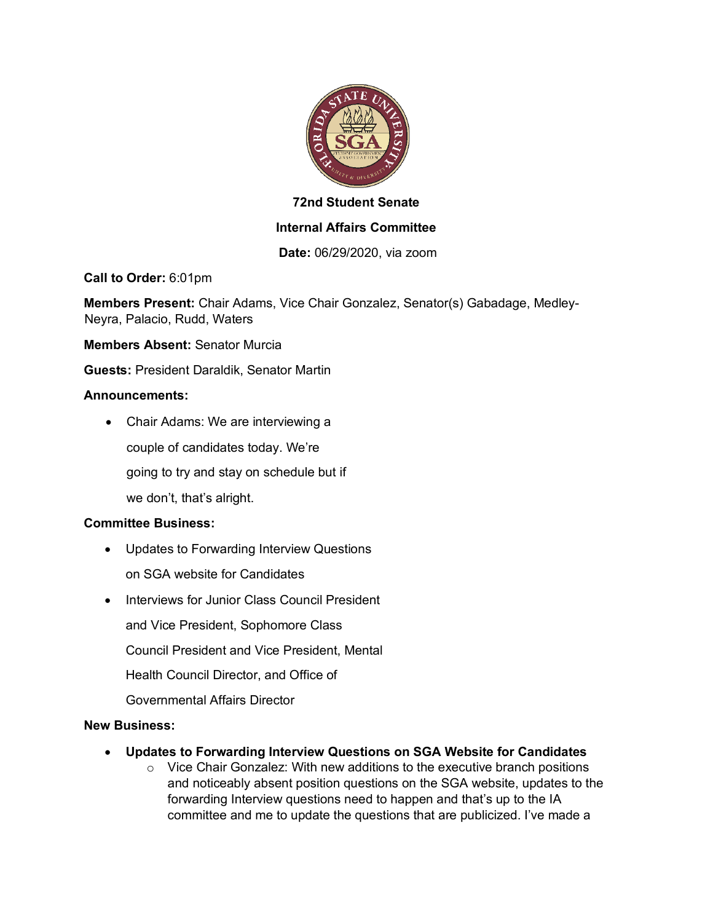**72nd Student Senate**

**Internal Affairs Committee**

**Date:** 06/29/2020, via zoom

**Call to Order:** 6:01pm

**Members Present:** Chair Adams, Vice Chair Gonzalez, Senator(s) Gabadage, Medley-Neyra, Palacio, Rudd, Waters

**Members Absent:** Senator Murcia

**Guests:** President Daraldik, Senator Martin

**Announcements:**

- Chair Adams: We are interviewing a couple of candidates today. We're going to try and stay on schedule but if we don't, that's alright.

**Committee Business:**

- Updates to Forwarding Interview Questions on SGA website for Candidates
- Interviews for Junior Class Council President and Vice President, Sophomore Class Council President and Vice President, Mental Health Council Director, and Office of Governmental Affairs Director

**New Business:**

- **Updates to Forwarding Interview Questions on SGA Website for Candidates**
    - Vice Chair Gonzalez: With new additions to the executive branch positions and noticeably absent position questions on the SGA website, updates to the forwarding Interview questions need to happen and that's up to the IA committee and me to update the questions that are publicized. I've made a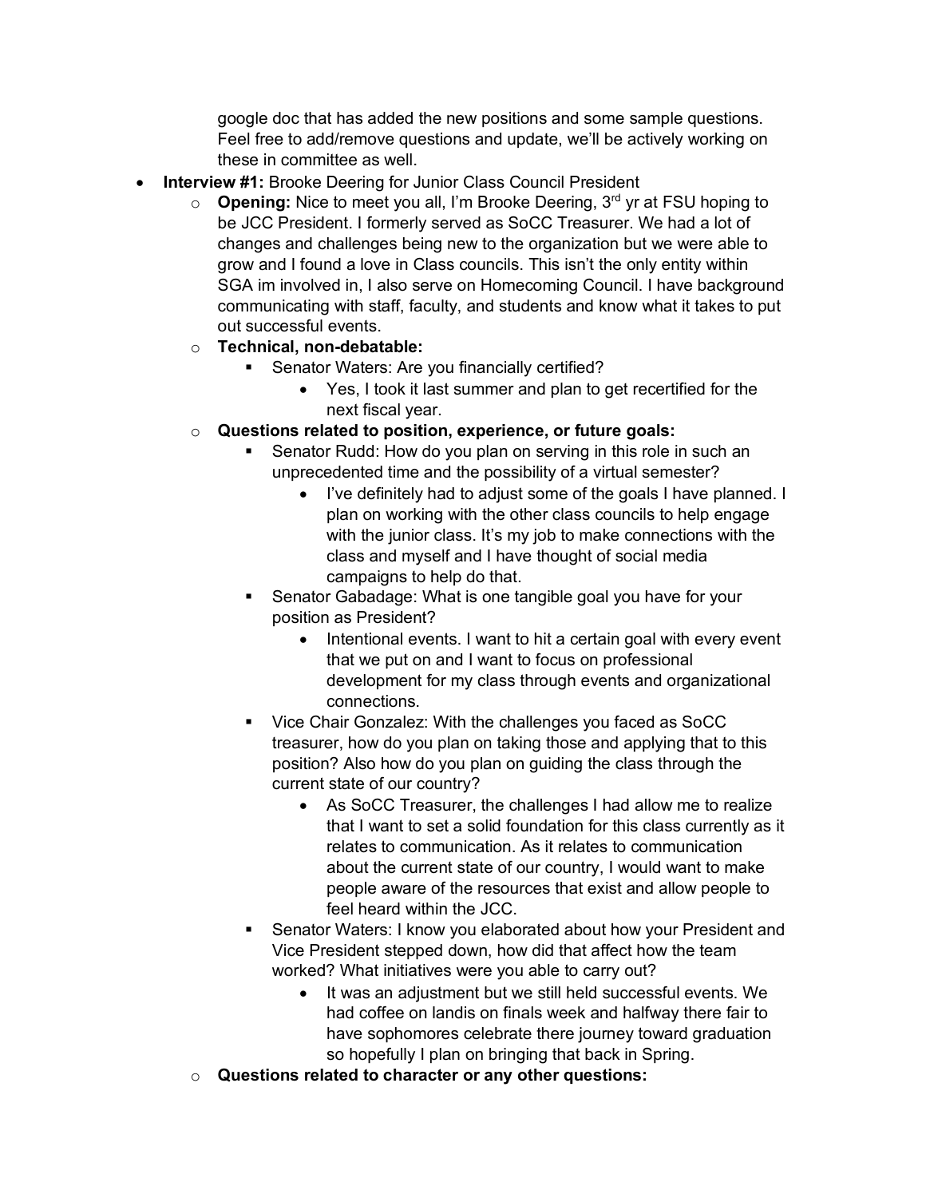google doc that has added the new positions and some sample questions. Feel free to add/remove questions and update, we'll be actively working on these in committee as well.

- **Interview #1:** Brooke Deering for Junior Class Council President
  - **Opening:** Nice to meet you all, I'm Brooke Deering, 3rd yr at FSU hoping to be JCC President. I formerly served as SoCC Treasurer. We had a lot of changes and challenges being new to the organization but we were able to grow and I found a love in Class councils. This isn't the only entity within SGA im involved in, I also serve on Homecoming Council. I have background communicating with staff, faculty, and students and know what it takes to put out successful events.
  - **Technical, non-debatable:**
    - Senator Waters: Are you financially certified?
      - Yes, I took it last summer and plan to get recertified for the next fiscal year.
  - **Questions related to position, experience, or future goals:**
    - Senator Rudd: How do you plan on serving in this role in such an unprecedented time and the possibility of a virtual semester?
      - I've definitely had to adjust some of the goals I have planned. I plan on working with the other class councils to help engage with the junior class. It's my job to make connections with the class and myself and I have thought of social media campaigns to help do that.
    - Senator Gabadage: What is one tangible goal you have for your position as President?
      - Intentional events. I want to hit a certain goal with every event that we put on and I want to focus on professional development for my class through events and organizational connections.
    - Vice Chair Gonzalez: With the challenges you faced as SoCC treasurer, how do you plan on taking those and applying that to this position? Also how do you plan on guiding the class through the current state of our country?
      - As SoCC Treasurer, the challenges I had allow me to realize that I want to set a solid foundation for this class currently as it relates to communication. As it relates to communication about the current state of our country, I would want to make people aware of the resources that exist and allow people to feel heard within the JCC.
    - Senator Waters: I know you elaborated about how your President and Vice President stepped down, how did that affect how the team worked? What initiatives were you able to carry out?
      - It was an adjustment but we still held successful events. We had coffee on landis on finals week and halfway there fair to have sophomores celebrate there journey toward graduation so hopefully I plan on bringing that back in Spring.
  - **Questions related to character or any other questions:**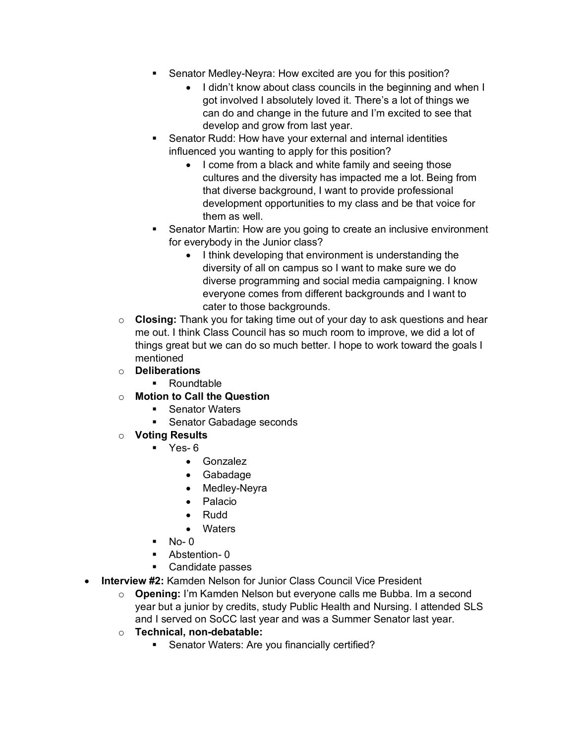- Senator Medley-Neyra: How excited are you for this position?
  - I didn't know about class councils in the beginning and when I got involved I absolutely loved it. There's a lot of things we can do and change in the future and I'm excited to see that develop and grow from last year.
- Senator Rudd: How have your external and internal identities influenced you wanting to apply for this position?
  - I come from a black and white family and seeing those cultures and the diversity has impacted me a lot. Being from that diverse background, I want to provide professional development opportunities to my class and be that voice for them as well.
- Senator Martin: How are you going to create an inclusive environment for everybody in the Junior class?
  - I think developing that environment is understanding the diversity of all on campus so I want to make sure we do diverse programming and social media campaigning. I know everyone comes from different backgrounds and I want to cater to those backgrounds.

- **Closing:** Thank you for taking time out of your day to ask questions and hear me out. I think Class Council has so much room to improve, we did a lot of things great but we can do so much better. I hope to work toward the goals I mentioned
- **Deliberations**
  - Roundtable
- **Motion to Call the Question**
  - Senator Waters
  - Senator Gabadage seconds
- **Voting Results**
  - Yes- 6
    - Gonzalez
    - Gabadage
    - Medley-Neyra
    - Palacio
    - Rudd
    - Waters
  - No- 0
  - Abstention- 0
  - Candidate passes

- **Interview #2:** Kamden Nelson for Junior Class Council Vice President
  - **Opening:** I'm Kamden Nelson but everyone calls me Bubba. Im a second year but a junior by credits, study Public Health and Nursing. I attended SLS and I served on SoCC last year and was a Summer Senator last year.
  - **Technical, non-debatable:**
    - Senator Waters: Are you financially certified?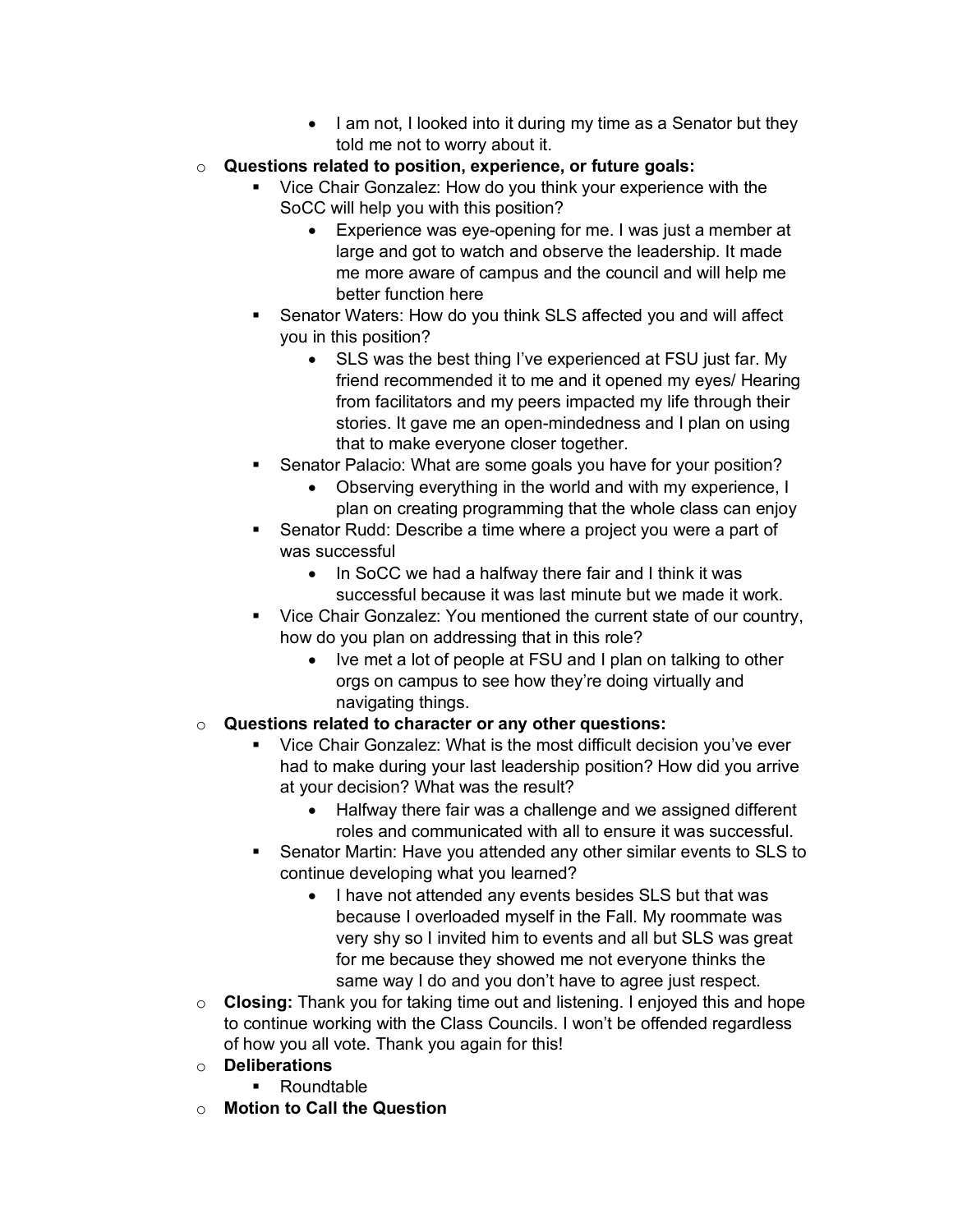- I am not, I looked into it during my time as a Senator but they told me not to worry about it.
- **Questions related to position, experience, or future goals:**
   - Vice Chair Gonzalez: How do you think your experience with the SoCC will help you with this position?
      - Experience was eye-opening for me. I was just a member at large and got to watch and observe the leadership. It made me more aware of campus and the council and will help me better function here
   - Senator Waters: How do you think SLS affected you and will affect you in this position?
      - SLS was the best thing I've experienced at FSU just far. My friend recommended it to me and it opened my eyes/ Hearing from facilitators and my peers impacted my life through their stories. It gave me an open-mindedness and I plan on using that to make everyone closer together.
   - Senator Palacio: What are some goals you have for your position?
      - Observing everything in the world and with my experience, I plan on creating programming that the whole class can enjoy
   - Senator Rudd: Describe a time where a project you were a part of was successful
      - In SoCC we had a halfway there fair and I think it was successful because it was last minute but we made it work.
   - Vice Chair Gonzalez: You mentioned the current state of our country, how do you plan on addressing that in this role?
      - Ive met a lot of people at FSU and I plan on talking to other orgs on campus to see how they're doing virtually and navigating things.
- **Questions related to character or any other questions:**
   - Vice Chair Gonzalez: What is the most difficult decision you've ever had to make during your last leadership position? How did you arrive at your decision? What was the result?
      - Halfway there fair was a challenge and we assigned different roles and communicated with all to ensure it was successful.
   - Senator Martin: Have you attended any other similar events to SLS to continue developing what you learned?
      - I have not attended any events besides SLS but that was because I overloaded myself in the Fall. My roommate was very shy so I invited him to events and all but SLS was great for me because they showed me not everyone thinks the same way I do and you don't have to agree just respect.
- **Closing:** Thank you for taking time out and listening. I enjoyed this and hope to continue working with the Class Councils. I won't be offended regardless of how you all vote. Thank you again for this!
- **Deliberations**
   - Roundtable
- **Motion to Call the Question**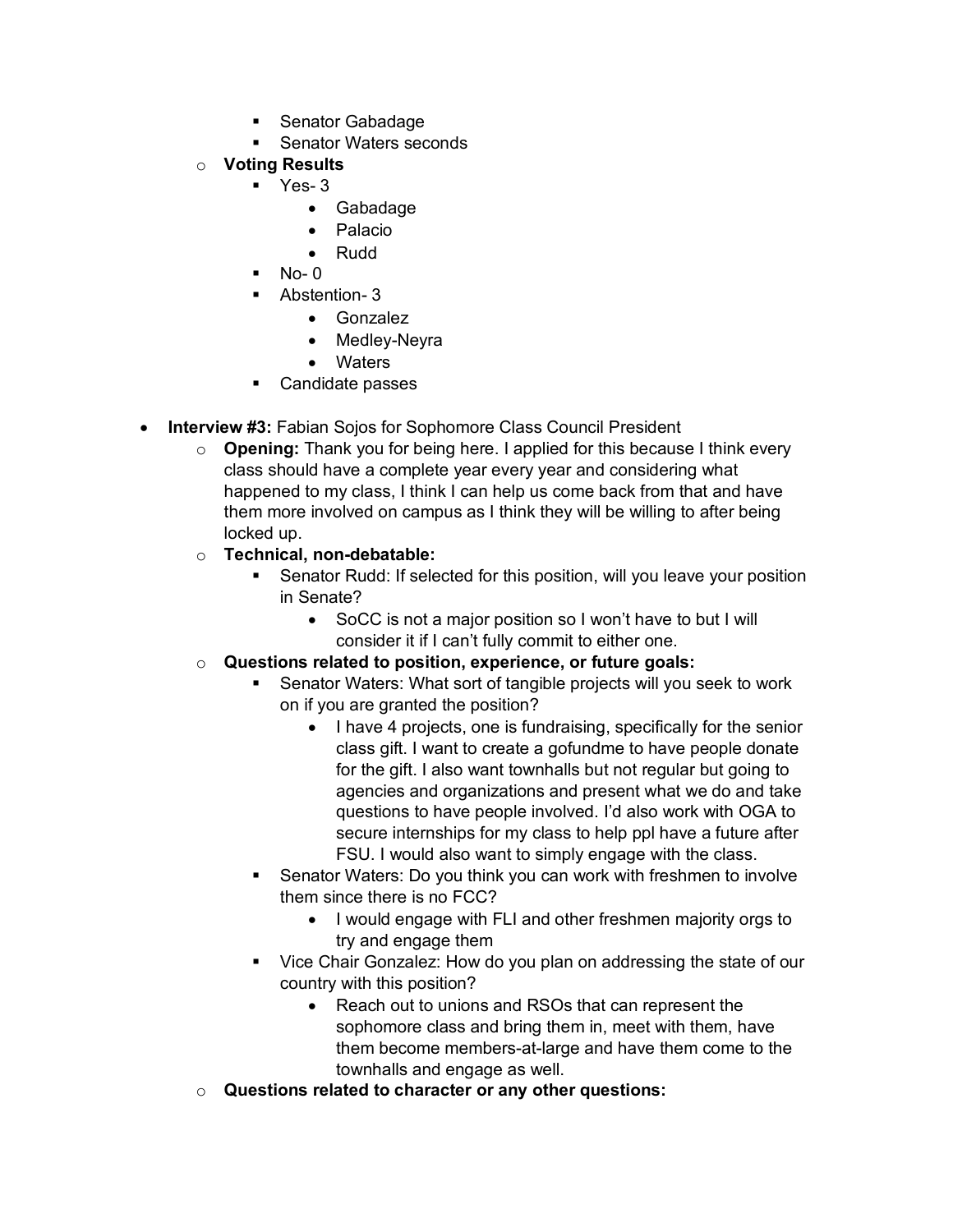- Senator Gabadage
        - Senator Waters seconds
    - **Voting Results**
        - Yes- 3
            - Gabadage
            - Palacio
            - Rudd
        - No- 0
        - Abstention- 3
            - Gonzalez
            - Medley-Neyra
            - Waters
        - Candidate passes

- **Interview #3:** Fabian Sojos for Sophomore Class Council President
    - **Opening:** Thank you for being here. I applied for this because I think every class should have a complete year every year and considering what happened to my class, I think I can help us come back from that and have them more involved on campus as I think they will be willing to after being locked up.
    - **Technical, non-debatable:**
        - Senator Rudd: If selected for this position, will you leave your position in Senate?
            - SoCC is not a major position so I won't have to but I will consider it if I can't fully commit to either one.
    - **Questions related to position, experience, or future goals:**
        - Senator Waters: What sort of tangible projects will you seek to work on if you are granted the position?
            - I have 4 projects, one is fundraising, specifically for the senior class gift. I want to create a gofundme to have people donate for the gift. I also want townhalls but not regular but going to agencies and organizations and present what we do and take questions to have people involved. I'd also work with OGA to secure internships for my class to help ppl have a future after FSU. I would also want to simply engage with the class.
        - Senator Waters: Do you think you can work with freshmen to involve them since there is no FCC?
            - I would engage with FLI and other freshmen majority orgs to try and engage them
        - Vice Chair Gonzalez: How do you plan on addressing the state of our country with this position?
            - Reach out to unions and RSOs that can represent the sophomore class and bring them in, meet with them, have them become members-at-large and have them come to the townhalls and engage as well.
    - **Questions related to character or any other questions:**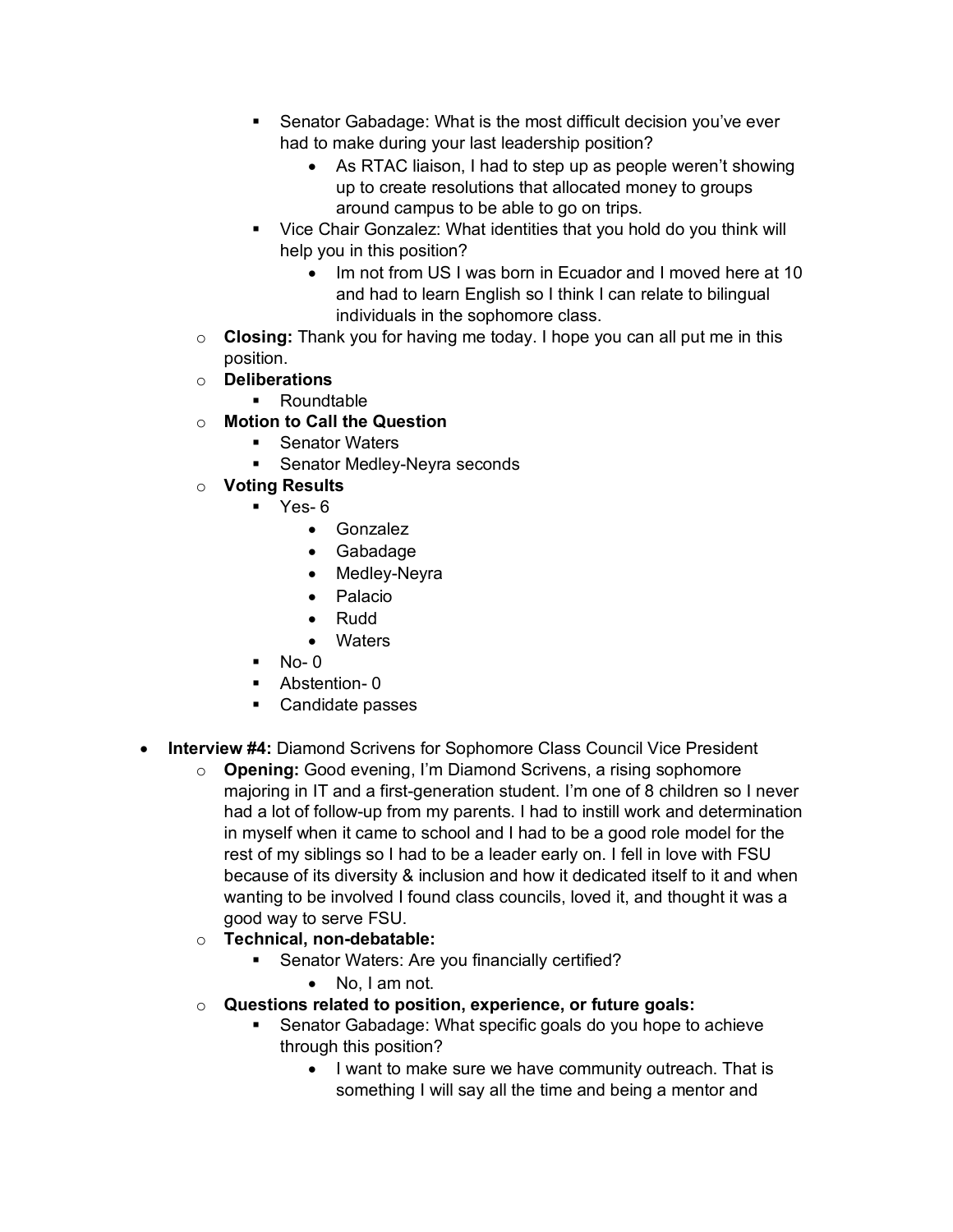- Senator Gabadage: What is the most difficult decision you've ever had to make during your last leadership position?
        - As RTAC liaison, I had to step up as people weren't showing up to create resolutions that allocated money to groups around campus to be able to go on trips.
      - Vice Chair Gonzalez: What identities that you hold do you think will help you in this position?
        - Im not from US I was born in Ecuador and I moved here at 10 and had to learn English so I think I can relate to bilingual individuals in the sophomore class.
  - **Closing:** Thank you for having me today. I hope you can all put me in this position.
  - **Deliberations**
    - Roundtable
  - **Motion to Call the Question**
    - Senator Waters
    - Senator Medley-Neyra seconds
  - **Voting Results**
    - Yes- 6
      - Gonzalez
      - Gabadage
      - Medley-Neyra
      - Palacio
      - Rudd
      - Waters
    - No- 0
    - Abstention- 0
    - Candidate passes

- **Interview #4:** Diamond Scrivens for Sophomore Class Council Vice President
  - **Opening:** Good evening, I'm Diamond Scrivens, a rising sophomore majoring in IT and a first-generation student. I'm one of 8 children so I never had a lot of follow-up from my parents. I had to instill work and determination in myself when it came to school and I had to be a good role model for the rest of my siblings so I had to be a leader early on. I fell in love with FSU because of its diversity & inclusion and how it dedicated itself to it and when wanting to be involved I found class councils, loved it, and thought it was a good way to serve FSU.
  - **Technical, non-debatable:**
    - Senator Waters: Are you financially certified?
      - No, I am not.
  - **Questions related to position, experience, or future goals:**
    - Senator Gabadage: What specific goals do you hope to achieve through this position?
      - I want to make sure we have community outreach. That is something I will say all the time and being a mentor and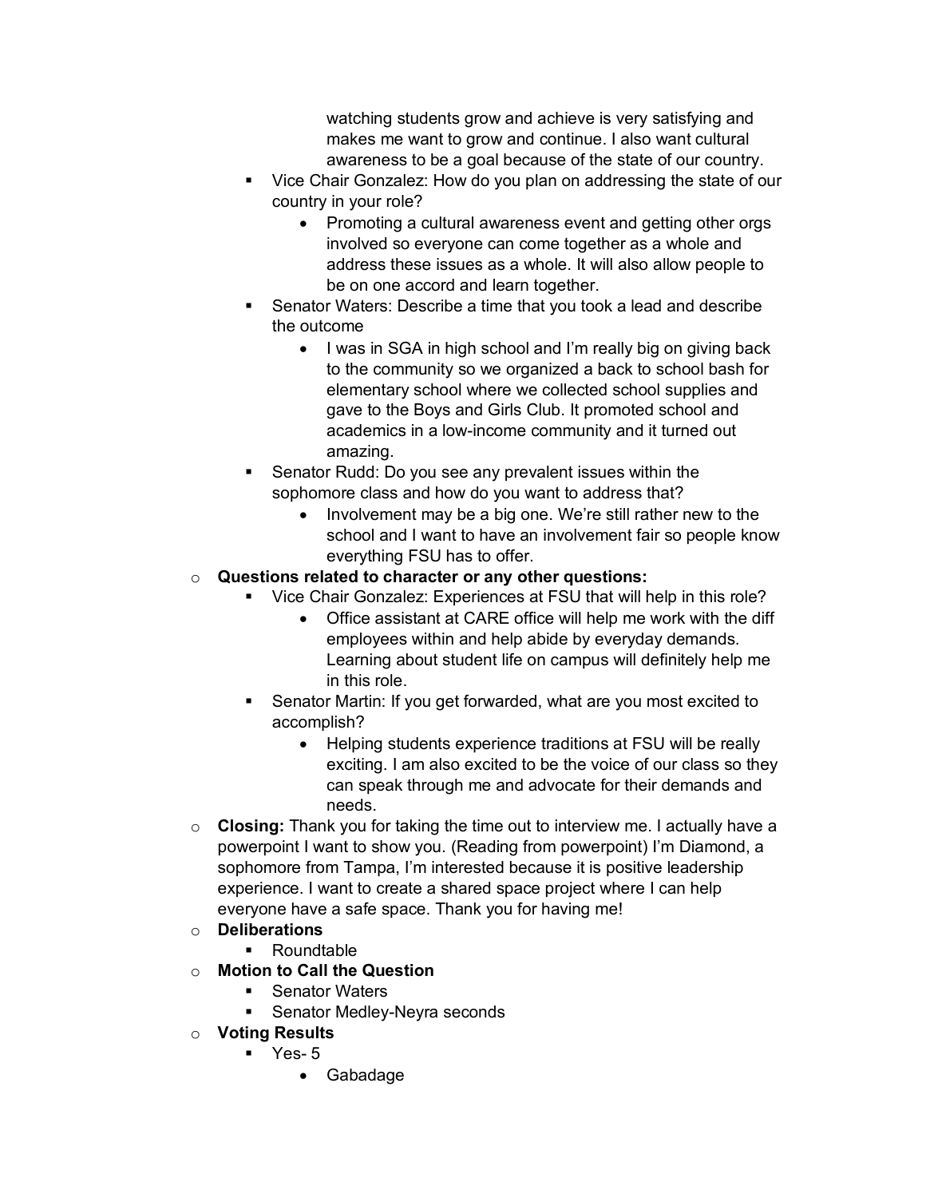- watching students grow and achieve is very satisfying and makes me want to grow and continue. I also want cultural awareness to be a goal because of the state of our country.
      - Vice Chair Gonzalez: How do you plan on addressing the state of our country in your role?
          - Promoting a cultural awareness event and getting other orgs involved so everyone can come together as a whole and address these issues as a whole. It will also allow people to be on one accord and learn together.
      - Senator Waters: Describe a time that you took a lead and describe the outcome
          - I was in SGA in high school and I'm really big on giving back to the community so we organized a back to school bash for elementary school where we collected school supplies and gave to the Boys and Girls Club. It promoted school and academics in a low-income community and it turned out amazing.
      - Senator Rudd: Do you see any prevalent issues within the sophomore class and how do you want to address that?
          - Involvement may be a big one. We're still rather new to the school and I want to have an involvement fair so people know everything FSU has to offer.
  - **Questions related to character or any other questions:**
      - Vice Chair Gonzalez: Experiences at FSU that will help in this role?
          - Office assistant at CARE office will help me work with the diff employees within and help abide by everyday demands. Learning about student life on campus will definitely help me in this role.
      - Senator Martin: If you get forwarded, what are you most excited to accomplish?
          - Helping students experience traditions at FSU will be really exciting. I am also excited to be the voice of our class so they can speak through me and advocate for their demands and needs.
  - **Closing:** Thank you for taking the time out to interview me. I actually have a powerpoint I want to show you. (Reading from powerpoint) I'm Diamond, a sophomore from Tampa, I'm interested because it is positive leadership experience. I want to create a shared space project where I can help everyone have a safe space. Thank you for having me!
  - **Deliberations**
      - Roundtable
  - **Motion to Call the Question**
      - Senator Waters
      - Senator Medley-Neyra seconds
  - **Voting Results**
      - Yes- 5
          - Gabadage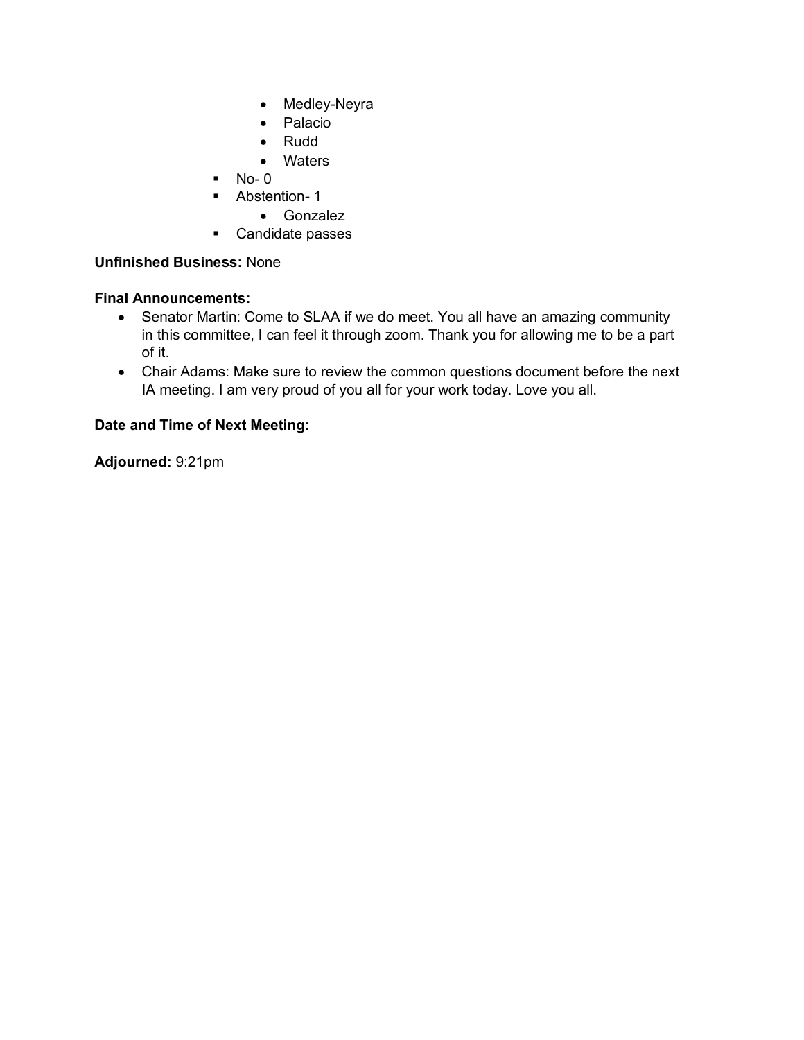- Medley-Neyra
            - Palacio
            - Rudd
            - Waters
        - No- 0
        - Abstention- 1
            - Gonzalez
        - Candidate passes

**Unfinished Business:** None

**Final Announcements:**

- Senator Martin: Come to SLAA if we do meet. You all have an amazing community in this committee, I can feel it through zoom. Thank you for allowing me to be a part of it.
- Chair Adams: Make sure to review the common questions document before the next IA meeting. I am very proud of you all for your work today. Love you all.

**Date and Time of Next Meeting:**

**Adjourned:** 9:21pm